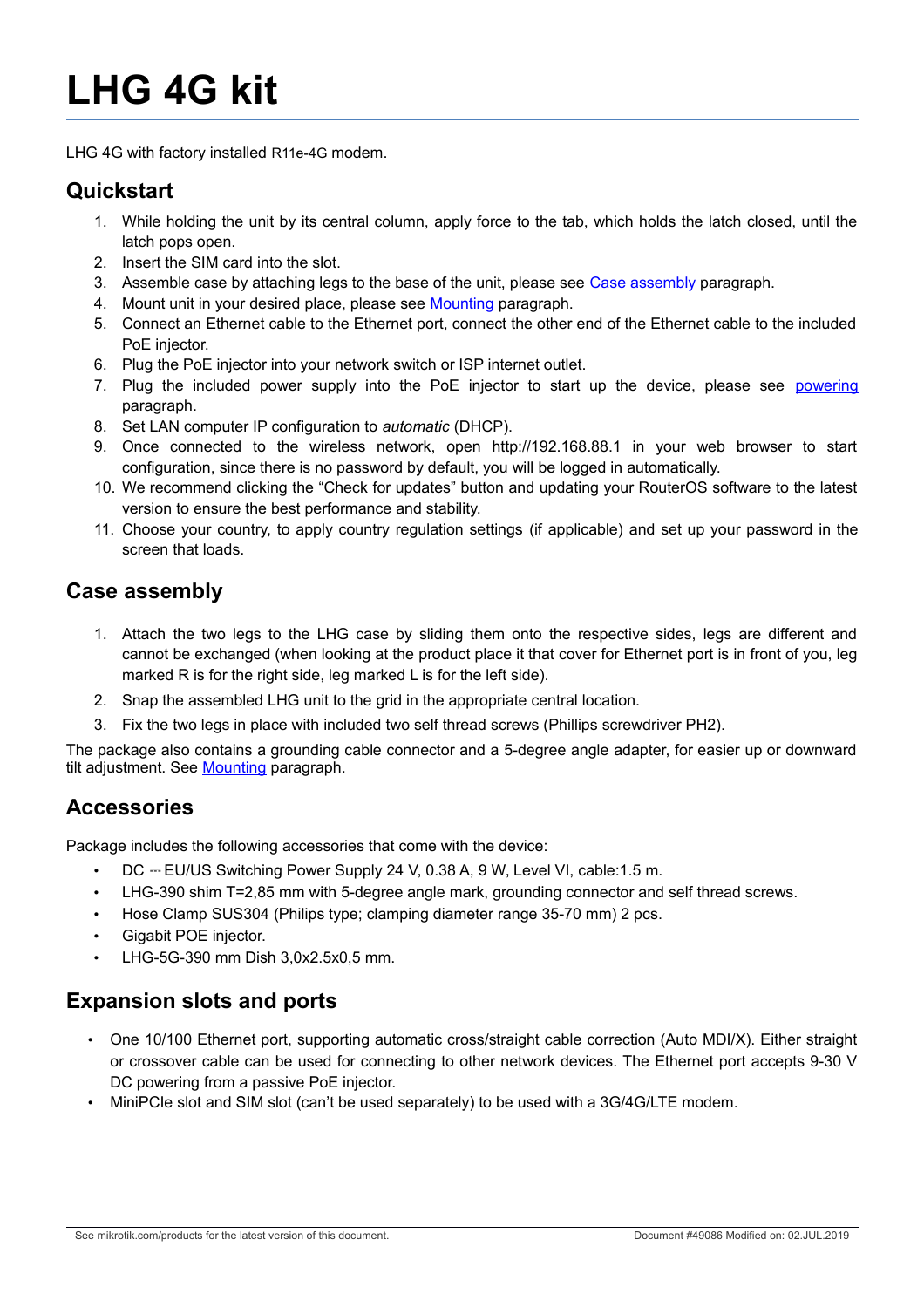# LHG 4G kit

LHG 4G with factory installed R11e-4G modem.

## Quickstart

1. While holding the unit by its central column, apply force to the tab, which holds the latch closed, until the latch pops open.
2. Insert the SIM card into the slot.
3. Assemble case by attaching legs to the base of the unit, please see Case assembly paragraph.
4. Mount unit in your desired place, please see Mounting paragraph.
5. Connect an Ethernet cable to the Ethernet port, connect the other end of the Ethernet cable to the included PoE injector.
6. Plug the PoE injector into your network switch or ISP internet outlet.
7. Plug the included power supply into the PoE injector to start up the device, please see powering paragraph.
8. Set LAN computer IP configuration to *automatic* (DHCP).
9. Once connected to the wireless network, open http://192.168.88.1 in your web browser to start configuration, since there is no password by default, you will be logged in automatically.
10. We recommend clicking the “Check for updates” button and updating your RouterOS software to the latest version to ensure the best performance and stability.
11. Choose your country, to apply country regulation settings (if applicable) and set up your password in the screen that loads.

## Case assembly

1. Attach the two legs to the LHG case by sliding them onto the respective sides, legs are different and cannot be exchanged (when looking at the product place it that cover for Ethernet port is in front of you, leg marked R is for the right side, leg marked L is for the left side).
2. Snap the assembled LHG unit to the grid in the appropriate central location.
3. Fix the two legs in place with included two self thread screws (Phillips screwdriver PH2).

The package also contains a grounding cable connector and a 5-degree angle adapter, for easier up or downward tilt adjustment. See Mounting paragraph.

## Accessories

Package includes the following accessories that come with the device:

- DC ⎓ EU/US Switching Power Supply 24 V, 0.38 A, 9 W, Level VI, cable:1.5 m.
- LHG-390 shim T=2,85 mm with 5-degree angle mark, grounding connector and self thread screws.
- Hose Clamp SUS304 (Philips type; clamping diameter range 35-70 mm) 2 pcs.
- Gigabit POE injector.
- LHG-5G-390 mm Dish 3,0x2.5x0,5 mm.

## Expansion slots and ports

- One 10/100 Ethernet port, supporting automatic cross/straight cable correction (Auto MDI/X). Either straight or crossover cable can be used for connecting to other network devices. The Ethernet port accepts 9-30 V DC powering from a passive PoE injector.
- MiniPCIe slot and SIM slot (can't be used separately) to be used with a 3G/4G/LTE modem.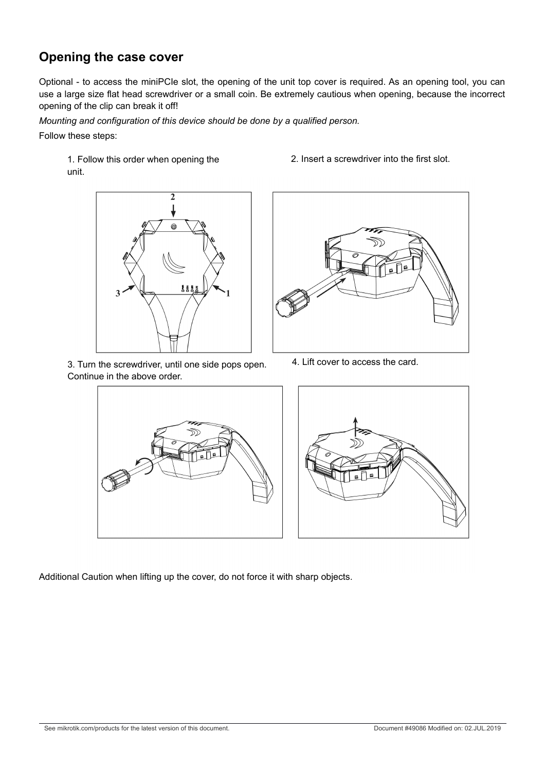## Opening the case cover

Optional - to access the miniPCIe slot, the opening of the unit top cover is required. As an opening tool, you can use a large size flat head screwdriver or a small coin. Be extremely cautious when opening, because the incorrect opening of the clip can break it off!

*Mounting and configuration of this device should be done by a qualified person.*

Follow these steps:

1. Follow this order when opening the unit.
2. Insert a screwdriver into the first slot.
3. Turn the screwdriver, until one side pops open. Continue in the above order.
4. Lift cover to access the card.

Additional Caution when lifting up the cover, do not force it with sharp objects.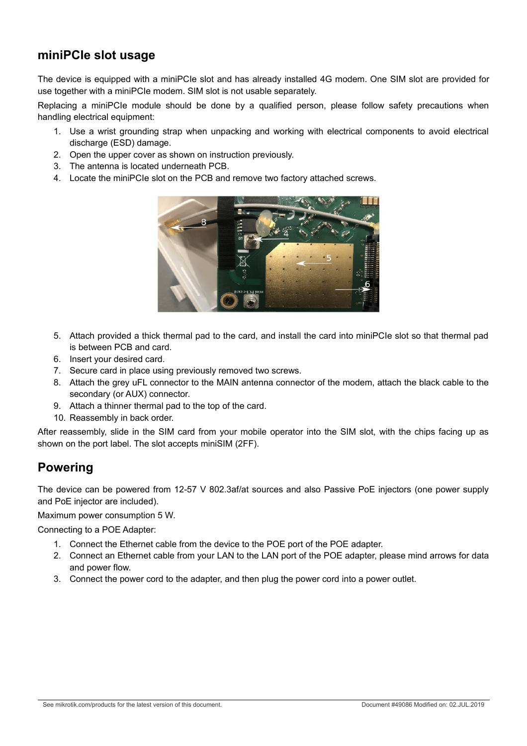## miniPCIe slot usage

The device is equipped with a miniPCIe slot and has already installed 4G modem. One SIM slot are provided for use together with a miniPCIe modem. SIM slot is not usable separately.

Replacing a miniPCIe module should be done by a qualified person, please follow safety precautions when handling electrical equipment:

1. Use a wrist grounding strap when unpacking and working with electrical components to avoid electrical discharge (ESD) damage.
2. Open the upper cover as shown on instruction previously.
3. The antenna is located underneath PCB.
4. Locate the miniPCIe slot on the PCB and remove two factory attached screws.
5. Attach provided a thick thermal pad to the card, and install the card into miniPCIe slot so that thermal pad is between PCB and card.
6. Insert your desired card.
7. Secure card in place using previously removed two screws.
8. Attach the grey uFL connector to the MAIN antenna connector of the modem, attach the black cable to the secondary (or AUX) connector.
9. Attach a thinner thermal pad to the top of the card.
10. Reassembly in back order.

After reassembly, slide in the SIM card from your mobile operator into the SIM slot, with the chips facing up as shown on the port label. The slot accepts miniSIM (2FF).

## Powering

The device can be powered from 12-57 V 802.3af/at sources and also Passive PoE injectors (one power supply and PoE injector are included).

Maximum power consumption 5 W.

Connecting to a POE Adapter:

1. Connect the Ethernet cable from the device to the POE port of the POE adapter.
2. Connect an Ethernet cable from your LAN to the LAN port of the POE adapter, please mind arrows for data and power flow.
3. Connect the power cord to the adapter, and then plug the power cord into a power outlet.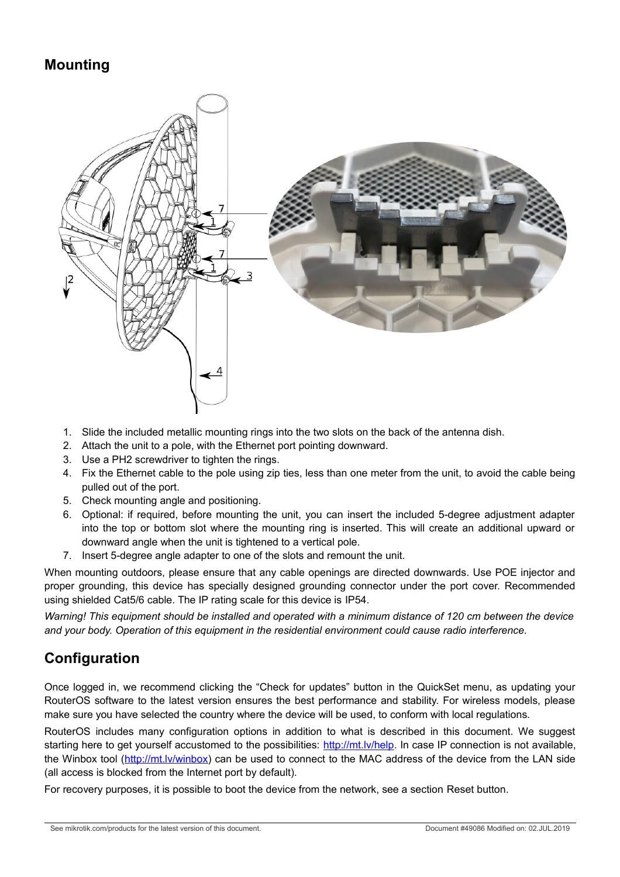## Mounting

1. Slide the included metallic mounting rings into the two slots on the back of the antenna dish.
2. Attach the unit to a pole, with the Ethernet port pointing downward.
3. Use a PH2 screwdriver to tighten the rings.
4. Fix the Ethernet cable to the pole using zip ties, less than one meter from the unit, to avoid the cable being pulled out of the port.
5. Check mounting angle and positioning.
6. Optional: if required, before mounting the unit, you can insert the included 5-degree adjustment adapter into the top or bottom slot where the mounting ring is inserted. This will create an additional upward or downward angle when the unit is tightened to a vertical pole.
7. Insert 5-degree angle adapter to one of the slots and remount the unit.

When mounting outdoors, please ensure that any cable openings are directed downwards. Use POE injector and proper grounding, this device has specially designed grounding connector under the port cover. Recommended using shielded Cat5/6 cable. The IP rating scale for this device is IP54.

*Warning! This equipment should be installed and operated with a minimum distance of 120 cm between the device and your body. Operation of this equipment in the residential environment could cause radio interference.*

## Configuration

Once logged in, we recommend clicking the "Check for updates" button in the QuickSet menu, as updating your RouterOS software to the latest version ensures the best performance and stability. For wireless models, please make sure you have selected the country where the device will be used, to conform with local regulations.

RouterOS includes many configuration options in addition to what is described in this document. We suggest starting here to get yourself accustomed to the possibilities: http://mt.lv/help. In case IP connection is not available, the Winbox tool (http://mt.lv/winbox) can be used to connect to the MAC address of the device from the LAN side (all access is blocked from the Internet port by default).

For recovery purposes, it is possible to boot the device from the network, see a section Reset button.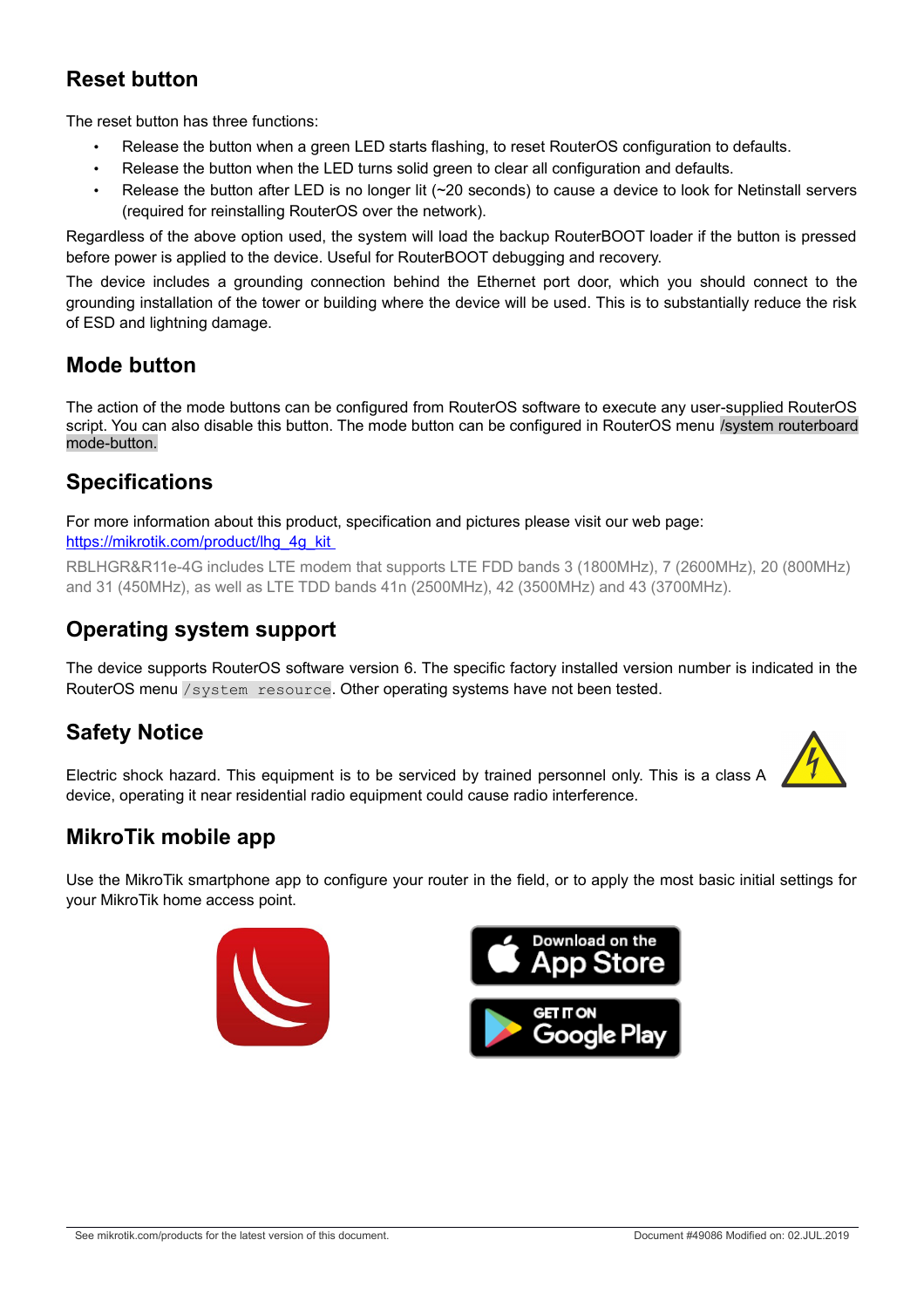## Reset button

The reset button has three functions:

- Release the button when a green LED starts flashing, to reset RouterOS configuration to defaults.
- Release the button when the LED turns solid green to clear all configuration and defaults.
- Release the button after LED is no longer lit (~20 seconds) to cause a device to look for Netinstall servers (required for reinstalling RouterOS over the network).

Regardless of the above option used, the system will load the backup RouterBOOT loader if the button is pressed before power is applied to the device. Useful for RouterBOOT debugging and recovery.

The device includes a grounding connection behind the Ethernet port door, which you should connect to the grounding installation of the tower or building where the device will be used. This is to substantially reduce the risk of ESD and lightning damage.

## Mode button

The action of the mode buttons can be configured from RouterOS software to execute any user-supplied RouterOS script. You can also disable this button. The mode button can be configured in RouterOS menu /system routerboard mode-button.

## Specifications

For more information about this product, specification and pictures please visit our web page: https://mikrotik.com/product/lhg_4g_kit

RBLHGR&R11e-4G includes LTE modem that supports LTE FDD bands 3 (1800MHz), 7 (2600MHz), 20 (800MHz) and 31 (450MHz), as well as LTE TDD bands 41n (2500MHz), 42 (3500MHz) and 43 (3700MHz).

## Operating system support

The device supports RouterOS software version 6. The specific factory installed version number is indicated in the RouterOS menu `/system resource`. Other operating systems have not been tested.

## Safety Notice

Electric shock hazard. This equipment is to be serviced by trained personnel only. This is a class A device, operating it near residential radio equipment could cause radio interference.

## MikroTik mobile app

Use the MikroTik smartphone app to configure your router in the field, or to apply the most basic initial settings for your MikroTik home access point.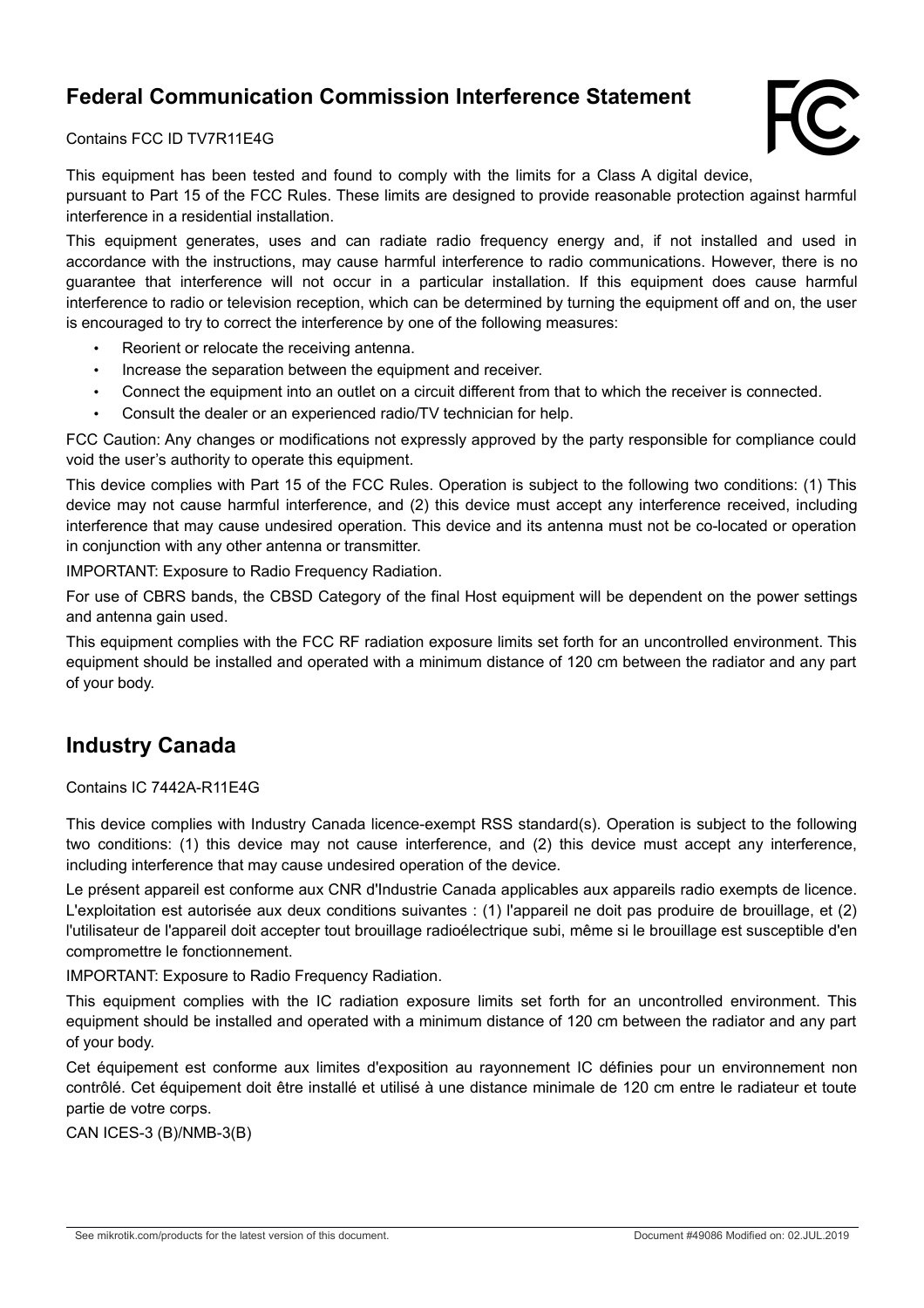## Federal Communication Commission Interference Statement

Contains FCC ID TV7R11E4G

This equipment has been tested and found to comply with the limits for a Class A digital device, pursuant to Part 15 of the FCC Rules. These limits are designed to provide reasonable protection against harmful interference in a residential installation.

This equipment generates, uses and can radiate radio frequency energy and, if not installed and used in accordance with the instructions, may cause harmful interference to radio communications. However, there is no guarantee that interference will not occur in a particular installation. If this equipment does cause harmful interference to radio or television reception, which can be determined by turning the equipment off and on, the user is encouraged to try to correct the interference by one of the following measures:

- Reorient or relocate the receiving antenna.
- Increase the separation between the equipment and receiver.
- Connect the equipment into an outlet on a circuit different from that to which the receiver is connected.
- Consult the dealer or an experienced radio/TV technician for help.

FCC Caution: Any changes or modifications not expressly approved by the party responsible for compliance could void the user's authority to operate this equipment.

This device complies with Part 15 of the FCC Rules. Operation is subject to the following two conditions: (1) This device may not cause harmful interference, and (2) this device must accept any interference received, including interference that may cause undesired operation. This device and its antenna must not be co-located or operation in conjunction with any other antenna or transmitter.

IMPORTANT: Exposure to Radio Frequency Radiation.

For use of CBRS bands, the CBSD Category of the final Host equipment will be dependent on the power settings and antenna gain used.

This equipment complies with the FCC RF radiation exposure limits set forth for an uncontrolled environment. This equipment should be installed and operated with a minimum distance of 120 cm between the radiator and any part of your body.

## Industry Canada

Contains IC 7442A-R11E4G

This device complies with Industry Canada licence-exempt RSS standard(s). Operation is subject to the following two conditions: (1) this device may not cause interference, and (2) this device must accept any interference, including interference that may cause undesired operation of the device.

Le présent appareil est conforme aux CNR d'Industrie Canada applicables aux appareils radio exempts de licence. L'exploitation est autorisée aux deux conditions suivantes : (1) l'appareil ne doit pas produire de brouillage, et (2) l'utilisateur de l'appareil doit accepter tout brouillage radioélectrique subi, même si le brouillage est susceptible d'en compromettre le fonctionnement.

IMPORTANT: Exposure to Radio Frequency Radiation.

This equipment complies with the IC radiation exposure limits set forth for an uncontrolled environment. This equipment should be installed and operated with a minimum distance of 120 cm between the radiator and any part of your body.

Cet équipement est conforme aux limites d'exposition au rayonnement IC définies pour un environnement non contrôlé. Cet équipement doit être installé et utilisé à une distance minimale de 120 cm entre le radiateur et toute partie de votre corps.

CAN ICES-3 (B)/NMB-3(B)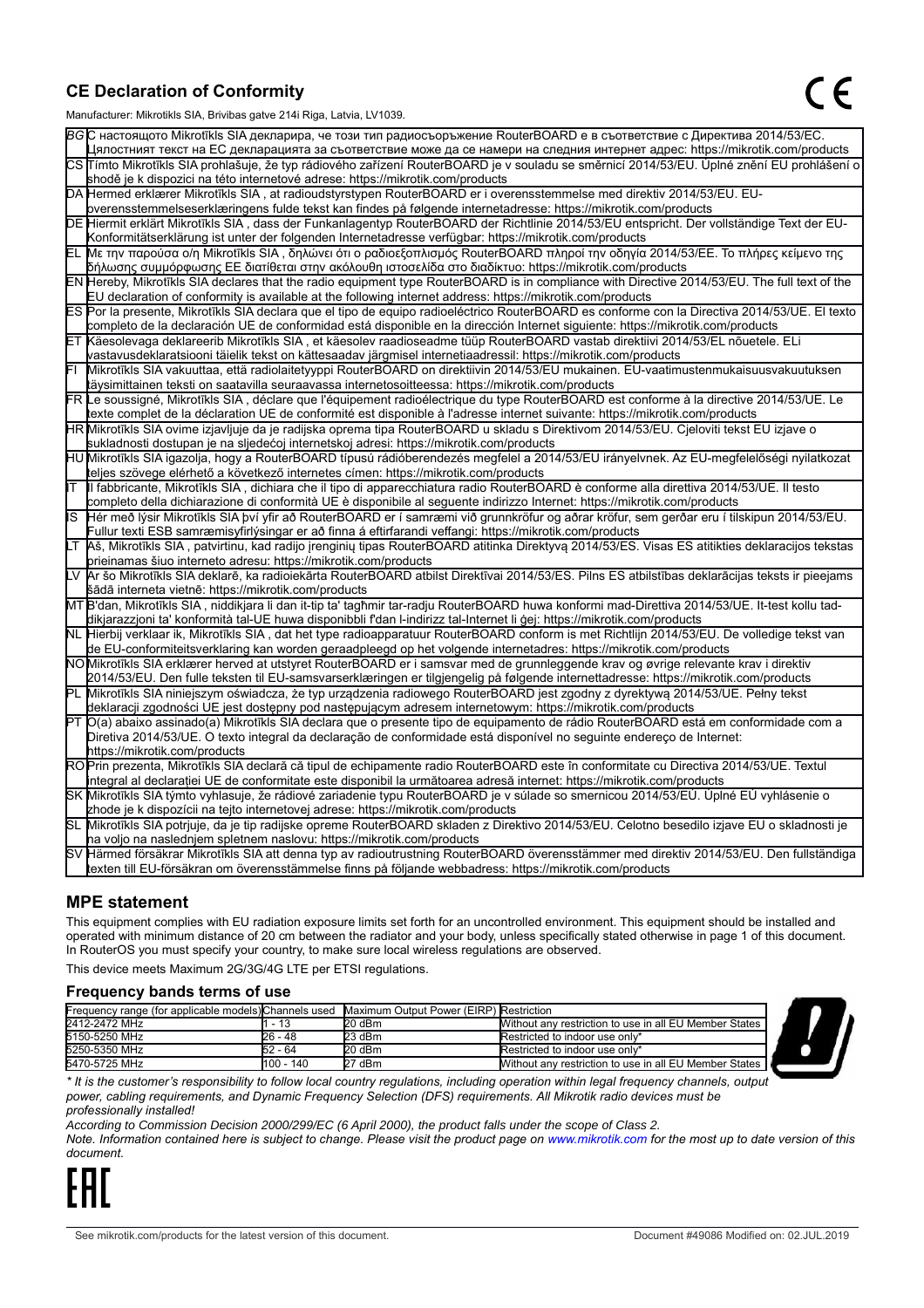## CE Declaration of Conformity

Manufacturer: Mikrotikls SIA, Brivibas gatve 214i Riga, Latvia, LV1039.

| | |
|---|---|
| BG | С настоящото Mikrotīkls SIA декларира, че този тип радиосъоръжение RouterBOARD е в съответствие с Директива 2014/53/ЕС. Цялостният текст на ЕС декларацията за съответствие може да се намери на следния интернет адрес: https://mikrotik.com/products |
| CS | Tímto Mikrotīkls SIA prohlašuje, že typ rádiového zařízení RouterBOARD je v souladu se směrnicí 2014/53/EU. Úplné znění EU prohlášení o shodě je k dispozici na této internetové adrese: https://mikrotik.com/products |
| DA | Hermed erklærer Mikrotīkls SIA , at radioudstyrstypen RouterBOARD er i overensstemmelse med direktiv 2014/53/EU. EU-overensstemmelseserklæringens fulde tekst kan findes på følgende internetadresse: https://mikrotik.com/products |
| DE | Hiermit erklärt Mikrotīkls SIA , dass der Funkanlagentyp RouterBOARD der Richtlinie 2014/53/EU entspricht. Der vollständige Text der EU-Konformitätserklärung ist unter der folgenden Internetadresse verfügbar: https://mikrotik.com/products |
| EL | Με την παρούσα ο/η Mikrotīkls SIA , δηλώνει ότι ο ραδιοεξοπλισμός RouterBOARD πληροί την οδηγία 2014/53/ΕΕ. Το πλήρες κείμενο της δήλωσης συμμόρφωσης ΕΕ διατίθεται στην ακόλουθη ιστοσελίδα στο διαδίκτυο: https://mikrotik.com/products |
| EN | Hereby, Mikrotīkls SIA declares that the radio equipment type RouterBOARD is in compliance with Directive 2014/53/EU. The full text of the EU declaration of conformity is available at the following internet address: https://mikrotik.com/products |
| ES | Por la presente, Mikrotīkls SIA declara que el tipo de equipo radioeléctrico RouterBOARD es conforme con la Directiva 2014/53/UE. El texto completo de la declaración UE de conformidad está disponible en la dirección Internet siguiente: https://mikrotik.com/products |
| ET | Käesolevaga deklareerib Mikrotīkls SIA , et käesolev raadioseadme tüüp RouterBOARD vastab direktiivi 2014/53/EL nõuetele. ELi vastavusdeklaratsiooni täielik tekst on kättesaadav järgmisel internetiaadressil: https://mikrotik.com/products |
| FI | Mikrotīkls SIA vakuuttaa, että radiolaitetyyppi RouterBOARD on direktiivin 2014/53/EU mukainen. EU-vaatimustenmukaisuusvakuutuksen täysimittainen teksti on saatavilla seuraavassa internetosoitteessa: https://mikrotik.com/products |
| FR | Le soussigné, Mikrotīkls SIA , déclare que l'équipement radioélectrique du type RouterBOARD est conforme à la directive 2014/53/UE. Le texte complet de la déclaration UE de conformité est disponible à l'adresse internet suivante: https://mikrotik.com/products |
| HR | Mikrotīkls SIA ovime izjavljuje da je radijska oprema tipa RouterBOARD u skladu s Direktivom 2014/53/EU. Cjeloviti tekst EU izjave o sukladnosti dostupan je na sljedećoj internetskoj adresi: https://mikrotik.com/products |
| HU | Mikrotīkls SIA igazolja, hogy a RouterBOARD típusú rádióberendezés megfelel a 2014/53/EU irányelvnek. Az EU-megfelelőségi nyilatkozat teljes szövege elérhető a következő internetes címen: https://mikrotik.com/products |
| IT | Il fabbricante, Mikrotīkls SIA , dichiara che il tipo di apparecchiatura radio RouterBOARD è conforme alla direttiva 2014/53/UE. Il testo completo della dichiarazione di conformità UE è disponibile al seguente indirizzo Internet: https://mikrotik.com/products |
| IS | Hér með lýsir Mikrotīkls SIA því yfir að RouterBOARD er í samræmi við grunnkröfur og aðrar kröfur, sem gerðar eru í tilskipun 2014/53/EU. Fullur texti ESB samræmisyfirlýsingar er að finna á eftirfarandi veffangi: https://mikrotik.com/products |
| LT | Aš, Mikrotīkls SIA , patvirtinu, kad radijo įrenginių tipas RouterBOARD atitinka Direktyvą 2014/53/ES. Visas ES atitikties deklaracijos tekstas prieinamas šiuo interneto adresu: https://mikrotik.com/products |
| LV | Ar šo Mikrotīkls SIA deklarē, ka radioiekārta RouterBOARD atbilst Direktīvai 2014/53/ES. Pilns ES atbilstības deklarācijas teksts ir pieejams šādā interneta vietnē: https://mikrotik.com/products |
| MT | B'dan, Mikrotīkls SIA , niddikjara li dan it-tip ta' tagħmir tar-radju RouterBOARD huwa konformi mad-Direttiva 2014/53/UE. It-test kollu tad-dikjarazzjoni ta' konformità tal-UE huwa disponibbli f'dan l-indirizz tal-Internet li ġej: https://mikrotik.com/products |
| NL | Hierbij verklaar ik, Mikrotīkls SIA , dat het type radioapparatuur RouterBOARD conform is met Richtlijn 2014/53/EU. De volledige tekst van de EU-conformiteitsverklaring kan worden geraadpleegd op het volgende internetadres: https://mikrotik.com/products |
| NO | Mikrotīkls SIA erklærer herved at utstyret RouterBOARD er i samsvar med de grunnleggende krav og øvrige relevante krav i direktiv 2014/53/EU. Den fulle teksten til EU-samsvarserklæringen er tilgjengelig på følgende internettadresse: https://mikrotik.com/products |
| PL | Mikrotīkls SIA niniejszym oświadcza, że typ urządzenia radiowego RouterBOARD jest zgodny z dyrektywą 2014/53/UE. Pełny tekst deklaracji zgodności UE jest dostępny pod następującym adresem internetowym: https://mikrotik.com/products |
| PT | O(a) abaixo assinado(a) Mikrotīkls SIA declara que o presente tipo de equipamento de rádio RouterBOARD está em conformidade com a Diretiva 2014/53/UE. O texto integral da declaração de conformidade está disponível no seguinte endereço de Internet: https://mikrotik.com/products |
| RO | Prin prezenta, Mikrotīkls SIA declară că tipul de echipamente radio RouterBOARD este în conformitate cu Directiva 2014/53/UE. Textul integral al declarației UE de conformitate este disponibil la următoarea adresă internet: https://mikrotik.com/products |
| SK | Mikrotīkls SIA týmto vyhlasuje, že rádiové zariadenie typu RouterBOARD je v súlade so smernicou 2014/53/EÚ. Úplné EÚ vyhlásenie o zhode je k dispozícii na tejto internetovej adrese: https://mikrotik.com/products |
| SL | Mikrotīkls SIA potrjuje, da je tip radijske opreme RouterBOARD skladen z Direktivo 2014/53/EU. Celotno besedilo izjave EU o skladnosti je na voljo na naslednjem spletnem naslovu: https://mikrotik.com/products |
| SV | Härmed försäkrar Mikrotīkls SIA att denna typ av radioutrustning RouterBOARD överensstämmer med direktiv 2014/53/EU. Den fullständiga texten till EU-försäkran om överensstämmelse finns på följande webbadress: https://mikrotik.com/products |

## MPE statement

This equipment complies with EU radiation exposure limits set forth for an uncontrolled environment. This equipment should be installed and operated with minimum distance of 20 cm between the radiator and your body, unless specifically stated otherwise in page 1 of this document. In RouterOS you must specify your country, to make sure local wireless regulations are observed.

This device meets Maximum 2G/3G/4G LTE per ETSI regulations.

### Frequency bands terms of use

| Frequency range (for applicable models) | Channels used | Maximum Output Power (EIRP) | Restriction |
|---|---|---|---|
| 2412-2472 MHz | 1 - 13 | 20 dBm | Without any restriction to use in all EU Member States |
| 5150-5250 MHz | 26 - 48 | 23 dBm | Restricted to indoor use only* |
| 5250-5350 MHz | 52 - 64 | 20 dBm | Restricted to indoor use only* |
| 5470-5725 MHz | 100 - 140 | 27 dBm | Without any restriction to use in all EU Member States |

*\* It is the customer's responsibility to follow local country regulations, including operation within legal frequency channels, output power, cabling requirements, and Dynamic Frequency Selection (DFS) requirements. All Mikrotik radio devices must be professionally installed!*

*According to Commission Decision 2000/299/EC (6 April 2000), the product falls under the scope of Class 2.*

*Note. Information contained here is subject to change. Please visit the product page on www.mikrotik.com for the most up to date version of this document.*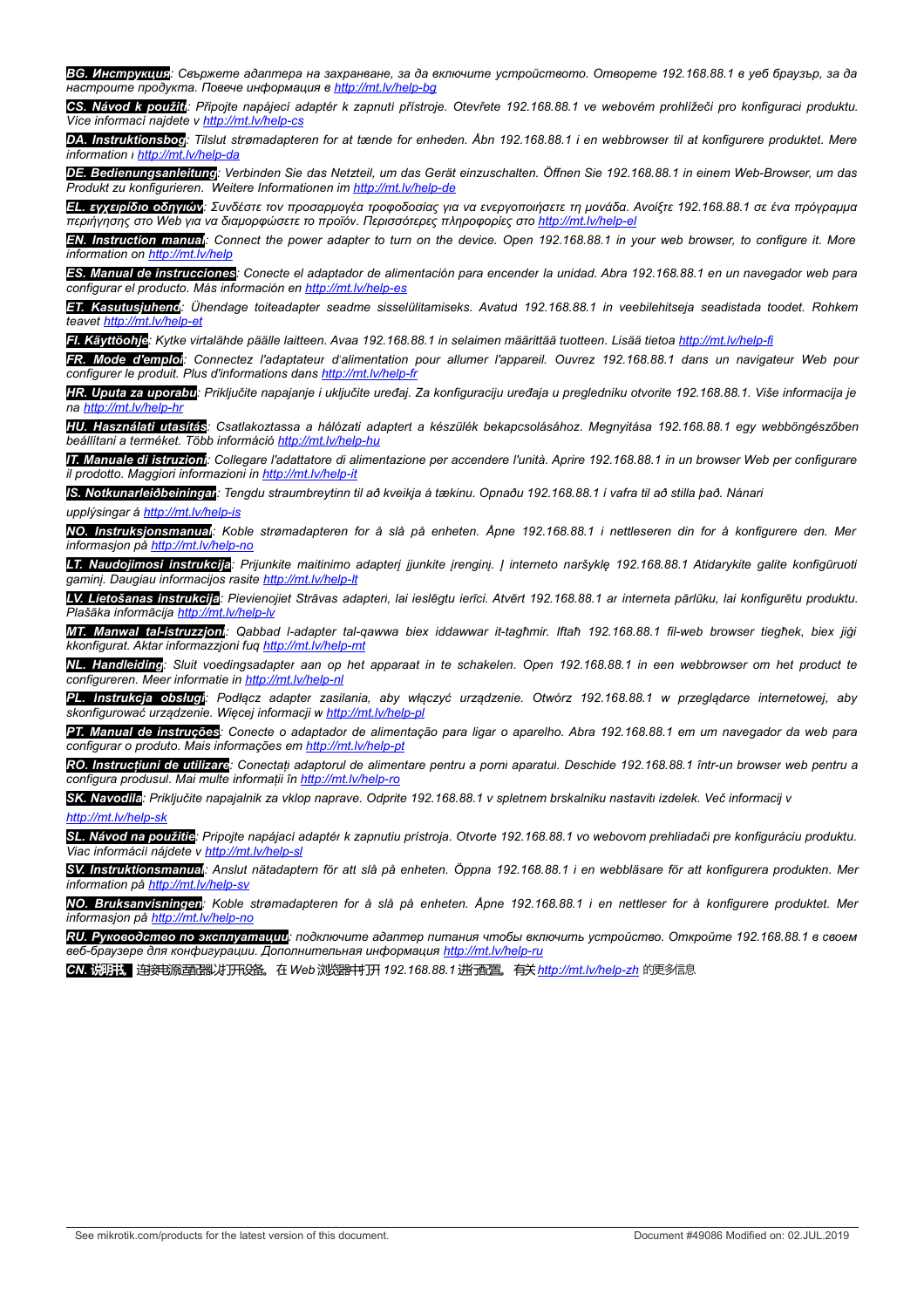**BG. Инструкция**: Свържете адаптера на захранване, за да включите устройството. Отворете 192.168.88.1 в уеб браузър, за да настроите продукта. Повече информация в http://mt.lv/help-bg

**CS. Návod k použití**: Připojte napájecí adaptér k zapnutí přístroje. Otevřete 192.168.88.1 ve webovém prohlížeči pro konfiguraci produktu. Více informací najdete v http://mt.lv/help-cs

**DA. Instruktionsbog**: Tilslut strømadapteren for at tænde for enheden. Åbn 192.168.88.1 i en webbrowser til at konfigurere produktet. Mere information i http://mt.lv/help-da

**DE. Bedienungsanleitung**: Verbinden Sie das Netzteil, um das Gerät einzuschalten. Öffnen Sie 192.168.88.1 in einem Web-Browser, um das Produkt zu konfigurieren. Weitere Informationen im http://mt.lv/help-de

**EL. εγχειρίδιο οδηγιών**: Συνδέστε τον προσαρμογέα τροφοδοσίας για να ενεργοποιήσετε τη μονάδα. Ανοίξτε 192.168.88.1 σε ένα πρόγραμμα περιήγησης στο Web για να διαμορφώσετε το προϊόν. Περισσότερες πληροφορίες στο http://mt.lv/help-el

**EN. Instruction manual**: Connect the power adapter to turn on the device. Open 192.168.88.1 in your web browser, to configure it. More information on http://mt.lv/help

**ES. Manual de instrucciones**: Conecte el adaptador de alimentación para encender la unidad. Abra 192.168.88.1 en un navegador web para configurar el producto. Más información en http://mt.lv/help-es

**ET. Kasutusjuhend**: Ühendage toiteadapter seadme sisselülitamiseks. Avatud 192.168.88.1 in veebilehitseja seadistada toodet. Rohkem teavet http://mt.lv/help-et

**FI. Käyttöohje**: Kytke virtalähde päälle laitteen. Avaa 192.168.88.1 in selaimen määrittää tuotteen. Lisää tietoa http://mt.lv/help-fi

**FR. Mode d'emploi**: Connectez l'adaptateur d'alimentation pour allumer l'appareil. Ouvrez 192.168.88.1 dans un navigateur Web pour configurer le produit. Plus d'informations dans http://mt.lv/help-fr

**HR. Upute za uporabu**: Priključite napajanje i uključite uređaj. Za konfiguraciju uređaja u pregledniku otvorite 192.168.88.1. Više informacija je na http://mt.lv/help-hr

**HU. Használati utasítás**: Csatlakoztassa a hálózati adaptert a készülék bekapcsolásához. Megnyitása 192.168.88.1 egy webböngészőben beállítani a terméket. Több információ http://mt.lv/help-hu

**IT. Manuale di istruzioni**: Collegare l'adattatore di alimentazione per accendere l'unità. Aprire 192.168.88.1 in un browser Web per configurare il prodotto. Maggiori informazioni in http://mt.lv/help-it

**IS. Notkunarleiðbeiningar**: Tengdu straumbreytinn til að kveikja á tækinu. Opnaðu 192.168.88.1 í vafra til að stilla það. Nánari upplýsingar á http://mt.lv/help-is

**NO. Instruksjonsmanual**: Koble strømadapteren for å slå på enheten. Åpne 192.168.88.1 i nettleseren din for å konfigurere den. Mer informasjon på http://mt.lv/help-no

**LT. Naudojimosi instrukcija**: Prijunkite maitinimo adapterį įjunkite įrenginį. Į interneto naršyklę 192.168.88.1 Atidarykite galite konfigūruoti gaminį. Daugiau informacijos rasite http://mt.lv/help-lt

**LV. Lietošanas instrukcija**: Pievienojiet Strāvas adapteri, lai ieslēgtu ierīci. Atvērt 192.168.88.1 ar interneta pārlūku, lai konfigurētu produktu. Plašāka informācija http://mt.lv/help-lv

**MT. Manwal tal-istruzzjoni**: Qabbad l-adapter tal-qawwa biex iddawwar it-tagħmir. Iftaħ 192.168.88.1 fil-web browser tiegħek, biex jiġi kkonfigurat. Aktar informazzjoni fuq http://mt.lv/help-mt

**NL. Handleiding**: Sluit voedingsadapter aan op het apparaat in te schakelen. Open 192.168.88.1 in een webbrowser om het product te configureren. Meer informatie in http://mt.lv/help-nl

**PL. Instrukcja obsługi**: Podłącz adapter zasilania, aby włączyć urządzenie. Otwórz 192.168.88.1 w przeglądarce internetowej, aby skonfigurować urządzenie. Więcej informacji w http://mt.lv/help-pl

**PT. Manual de instruções**: Conecte o adaptador de alimentação para ligar o aparelho. Abra 192.168.88.1 em um navegador da web para configurar o produto. Mais informações em http://mt.lv/help-pt

**RO. Instrucțiuni de utilizare**: Conectați adaptorul de alimentare pentru a porni aparatul. Deschide 192.168.88.1 într-un browser web pentru a configura produsul. Mai multe informații în http://mt.lv/help-ro

**SK. Navodila**: Priključite napajalnik za vklop naprave. Odprite 192.168.88.1 v spletnem brskalniku nastaviti izdelek. Več informacij v http://mt.lv/help-sk

**SL. Návod na použitie**: Pripojte napájací adaptér k zapnutiu prístroja. Otvorte 192.168.88.1 vo webovom prehliadači pre konfiguráciu produktu. Viac informácií nájdete v http://mt.lv/help-sl

**SV. Instruktionsmanual**: Anslut nätadaptern för att slå på enheten. Öppna 192.168.88.1 i en webbläsare för att konfigurera produkten. Mer information på http://mt.lv/help-sv

**NO. Bruksanvisningen**: Koble strømadapteren for å slå på enheten. Åpne 192.168.88.1 i en nettleser for å konfigurere produktet. Mer informasjon på http://mt.lv/help-no

**RU. Руководство по эксплуатации**: подключите адаптер питания чтобы включить устройство. Откройте 192.168.88.1 в своем веб-браузере для конфигурации. Дополнительная информация http://mt.lv/help-ru

**CN. 说明书.** 连接电源适配器以打开设备。在 Web 浏览器中打开 192.168.88.1 进行配置。有关 http://mt.lv/help-zh 的更多信息

See mikrotik.com/products for the latest version of this document. Document #49086 Modified on: 02.JUL.2019